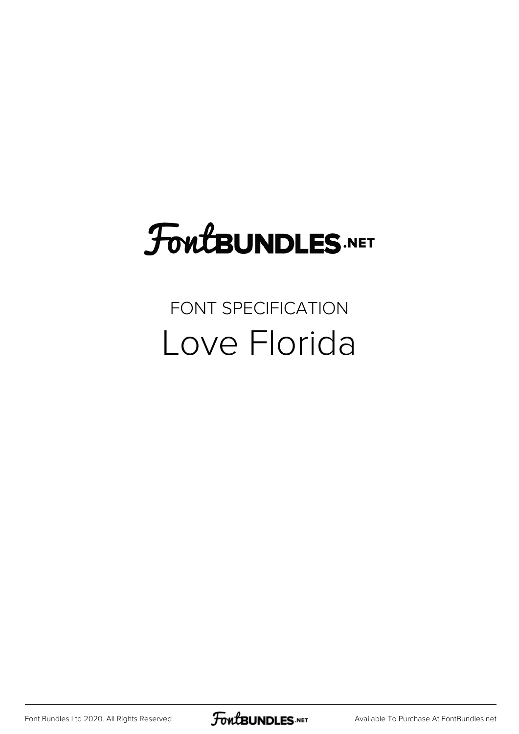# FontBUNDLES.NET

FONT SPECIFICATION

## Love Florida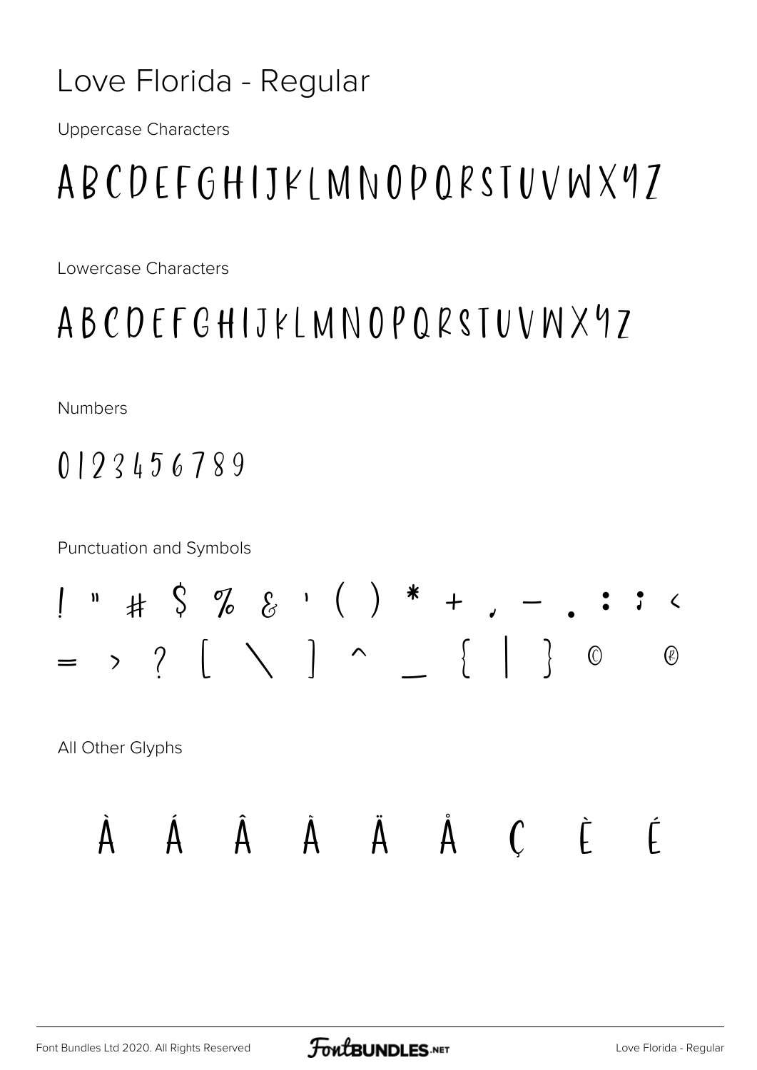# Love Florida - Regular

Uppercase Characters

ABCDEFGHIJKLMNOPQRSTUVWXYZ

Lowercase Characters

ABCDEFGHIJKLMNOPQRSTUVWXYZ

Numbers

0123456789

Punctuation and Symbols

! " # $ % & ' ( ) * + , - . : ; <
= > ? [ \ ] ^ _ { | } © ®

All Other Glyphs

À Á Â Ã Ä Å Ç È É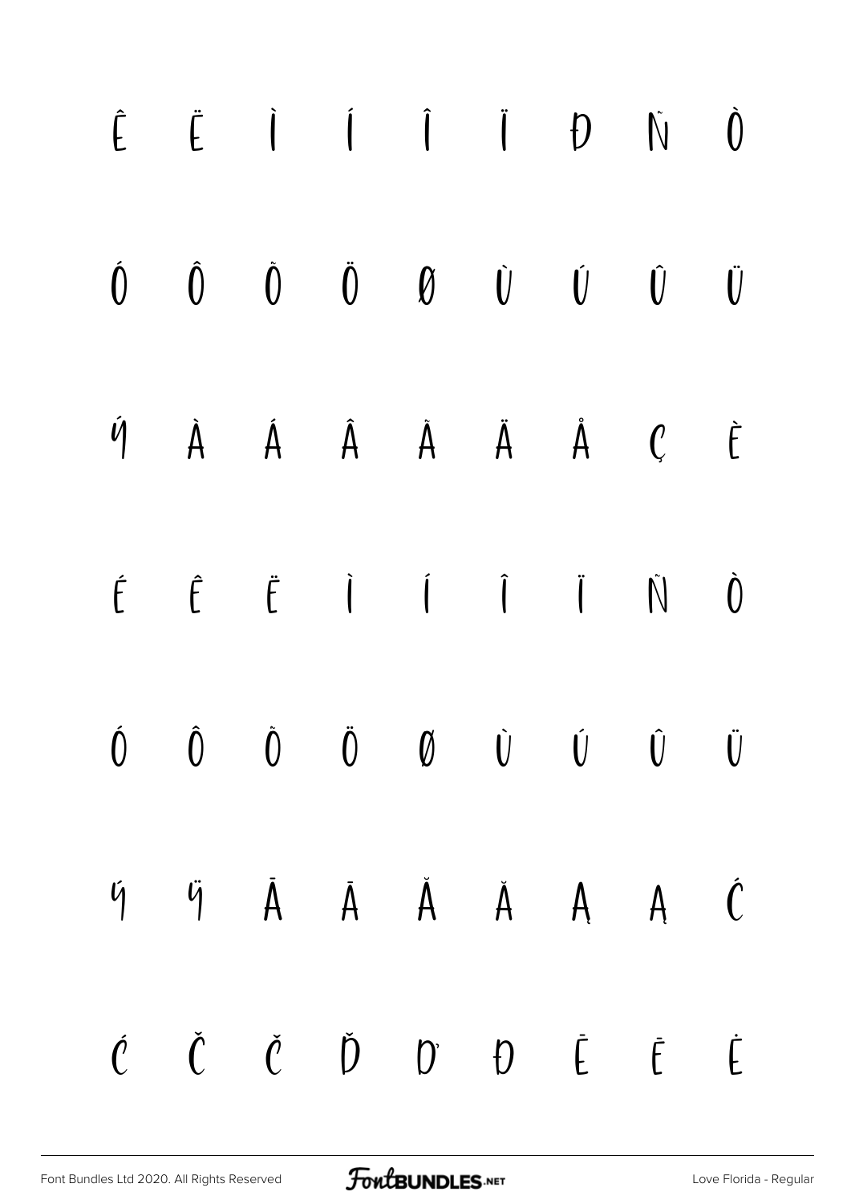Ê Ë Ì Í Î Ï Đ Ñ Ò

Ó Ô Õ Ö Ø Ù Ú Û Ü

Ý À Á Â Ã Ä Å Ç È

É Ê Ë Ì Í Î Ï Ñ Ò

Ó Ô Õ Ö Ø Ù Ú Û Ü

Ý Ÿ Ā Ā Ă Ă Ą Ą Ć

Ć Č Č Ď Ď Đ Ē Ē Ė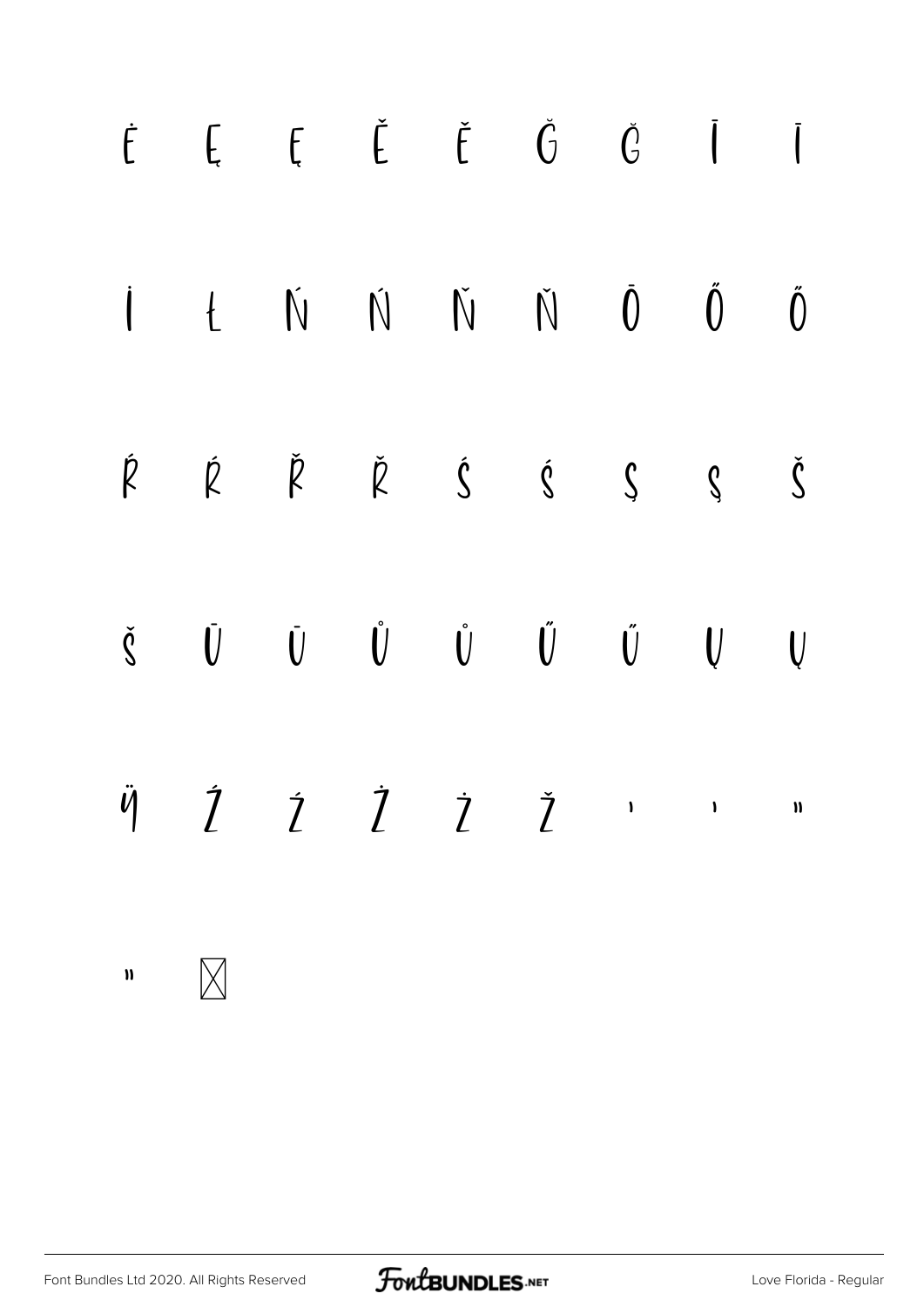Ė ė Ę ę Ě ě Ğ ğ Ī ī

İ ł Ń ń Ň ň Ō ō Ő ő

Ŕ ŕ Ř ř Ś ś Ş ş Š

š Ū ū Ů ů Ű ű Ų ų

Ÿ Ź ź Ż ż Ž ‘ ’ “

” ⊠